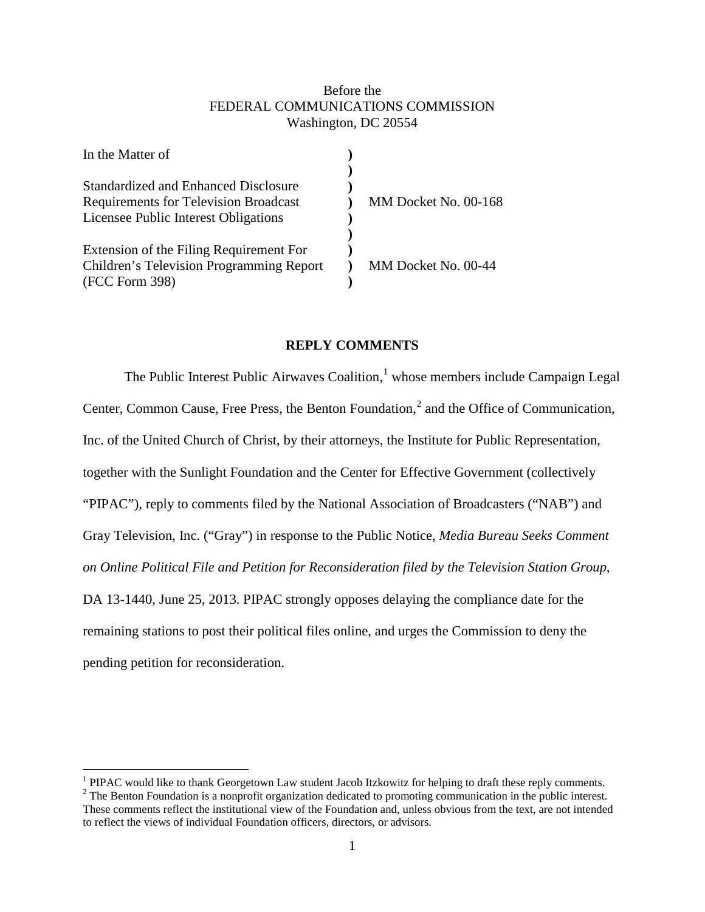Before the
FEDERAL COMMUNICATIONS COMMISSION
Washington, DC 20554

| | | |
|---|---|---|
| In the Matter of | ) | |
| | ) | |
| Standardized and Enhanced Disclosure Requirements for Television Broadcast Licensee Public Interest Obligations | ) | MM Docket No. 00-168 |
| | ) | |
| Extension of the Filing Requirement For Children's Television Programming Report (FCC Form 398) | ) | MM Docket No. 00-44 |

## REPLY COMMENTS

The Public Interest Public Airwaves Coalition,[1] whose members include Campaign Legal Center, Common Cause, Free Press, the Benton Foundation,[2] and the Office of Communication, Inc. of the United Church of Christ, by their attorneys, the Institute for Public Representation, together with the Sunlight Foundation and the Center for Effective Government (collectively "PIPAC"), reply to comments filed by the National Association of Broadcasters ("NAB") and Gray Television, Inc. ("Gray") in response to the Public Notice, *Media Bureau Seeks Comment on Online Political File and Petition for Reconsideration filed by the Television Station Group*, DA 13-1440, June 25, 2013. PIPAC strongly opposes delaying the compliance date for the remaining stations to post their political files online, and urges the Commission to deny the pending petition for reconsideration.

---

[1] PIPAC would like to thank Georgetown Law student Jacob Itzkowitz for helping to draft these reply comments.

[2] The Benton Foundation is a nonprofit organization dedicated to promoting communication in the public interest. These comments reflect the institutional view of the Foundation and, unless obvious from the text, are not intended to reflect the views of individual Foundation officers, directors, or advisors.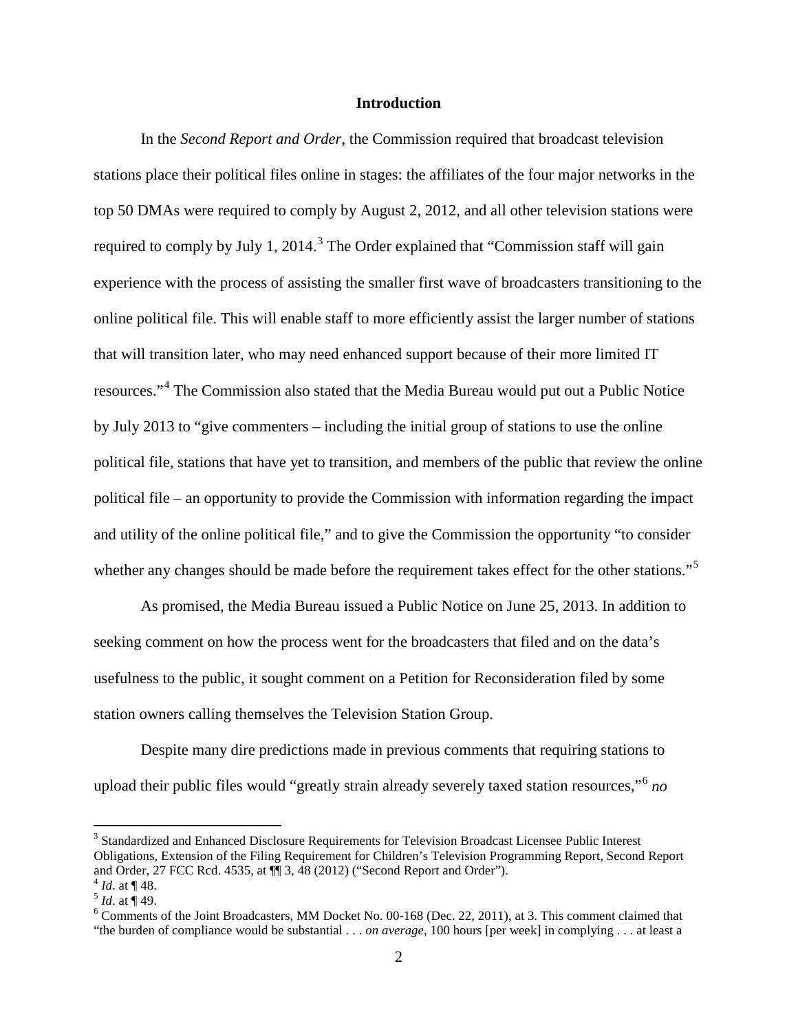## Introduction

In the *Second Report and Order*, the Commission required that broadcast television stations place their political files online in stages: the affiliates of the four major networks in the top 50 DMAs were required to comply by August 2, 2012, and all other television stations were required to comply by July 1, 2014.[3] The Order explained that "Commission staff will gain experience with the process of assisting the smaller first wave of broadcasters transitioning to the online political file. This will enable staff to more efficiently assist the larger number of stations that will transition later, who may need enhanced support because of their more limited IT resources."[4] The Commission also stated that the Media Bureau would put out a Public Notice by July 2013 to "give commenters – including the initial group of stations to use the online political file, stations that have yet to transition, and members of the public that review the online political file – an opportunity to provide the Commission with information regarding the impact and utility of the online political file," and to give the Commission the opportunity "to consider whether any changes should be made before the requirement takes effect for the other stations."[5]

As promised, the Media Bureau issued a Public Notice on June 25, 2013. In addition to seeking comment on how the process went for the broadcasters that filed and on the data's usefulness to the public, it sought comment on a Petition for Reconsideration filed by some station owners calling themselves the Television Station Group.

Despite many dire predictions made in previous comments that requiring stations to upload their public files would "greatly strain already severely taxed station resources,"[6] *no*

---

[3] Standardized and Enhanced Disclosure Requirements for Television Broadcast Licensee Public Interest Obligations, Extension of the Filing Requirement for Children's Television Programming Report, Second Report and Order, 27 FCC Rcd. 4535, at ¶¶ 3, 48 (2012) ("Second Report and Order").

[4] *Id*. at ¶ 48.

[5] *Id*. at ¶ 49.

[6] Comments of the Joint Broadcasters, MM Docket No. 00-168 (Dec. 22, 2011), at 3. This comment claimed that "the burden of compliance would be substantial . . . *on average*, 100 hours [per week] in complying . . . at least a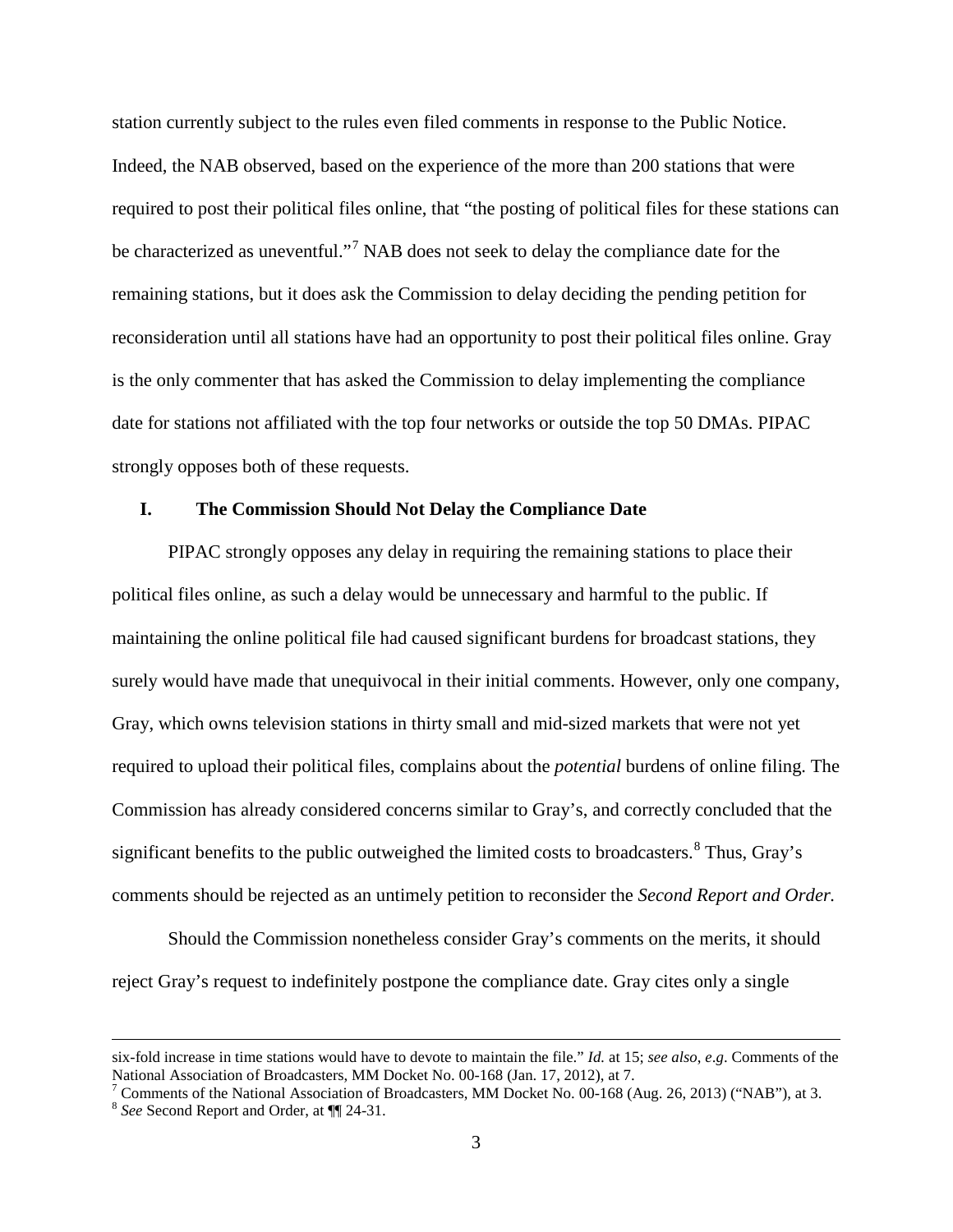station currently subject to the rules even filed comments in response to the Public Notice. Indeed, the NAB observed, based on the experience of the more than 200 stations that were required to post their political files online, that "the posting of political files for these stations can be characterized as uneventful."[7] NAB does not seek to delay the compliance date for the remaining stations, but it does ask the Commission to delay deciding the pending petition for reconsideration until all stations have had an opportunity to post their political files online. Gray is the only commenter that has asked the Commission to delay implementing the compliance date for stations not affiliated with the top four networks or outside the top 50 DMAs. PIPAC strongly opposes both of these requests.

## I. The Commission Should Not Delay the Compliance Date

PIPAC strongly opposes any delay in requiring the remaining stations to place their political files online, as such a delay would be unnecessary and harmful to the public. If maintaining the online political file had caused significant burdens for broadcast stations, they surely would have made that unequivocal in their initial comments. However, only one company, Gray, which owns television stations in thirty small and mid-sized markets that were not yet required to upload their political files, complains about the *potential* burdens of online filing. The Commission has already considered concerns similar to Gray's, and correctly concluded that the significant benefits to the public outweighed the limited costs to broadcasters.[8] Thus, Gray's comments should be rejected as an untimely petition to reconsider the *Second Report and Order.*

Should the Commission nonetheless consider Gray's comments on the merits, it should reject Gray's request to indefinitely postpone the compliance date. Gray cites only a single

---

six-fold increase in time stations would have to devote to maintain the file." *Id.* at 15; *see also*, *e.g*. Comments of the National Association of Broadcasters, MM Docket No. 00-168 (Jan. 17, 2012), at 7.

[7] Comments of the National Association of Broadcasters, MM Docket No. 00-168 (Aug. 26, 2013) ("NAB"), at 3.

[8] *See* Second Report and Order, at ¶¶ 24-31.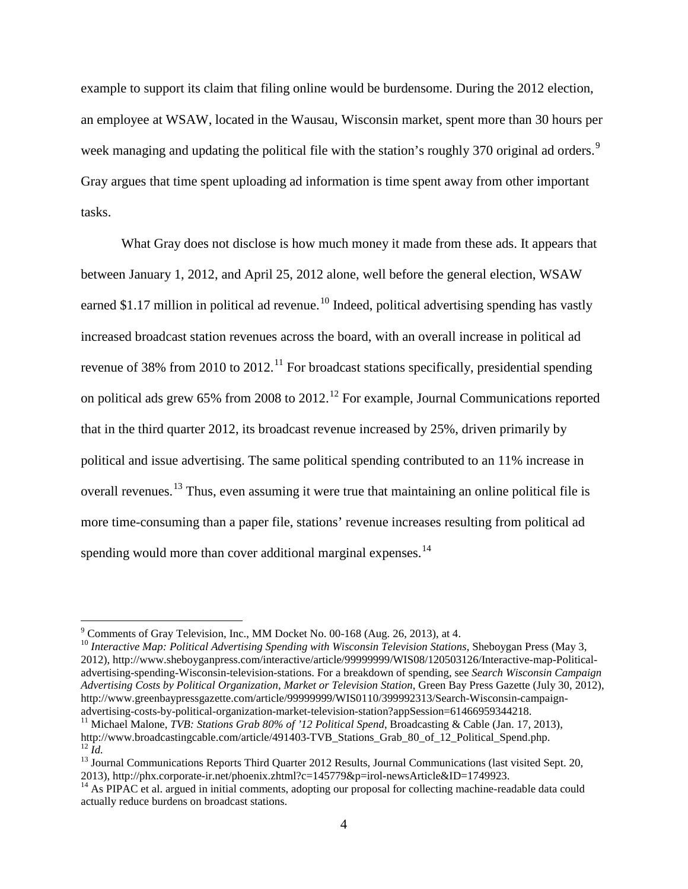example to support its claim that filing online would be burdensome. During the 2012 election, an employee at WSAW, located in the Wausau, Wisconsin market, spent more than 30 hours per week managing and updating the political file with the station's roughly 370 original ad orders.[9] Gray argues that time spent uploading ad information is time spent away from other important tasks.

What Gray does not disclose is how much money it made from these ads. It appears that between January 1, 2012, and April 25, 2012 alone, well before the general election, WSAW earned $1.17 million in political ad revenue.[10] Indeed, political advertising spending has vastly increased broadcast station revenues across the board, with an overall increase in political ad revenue of 38% from 2010 to 2012.[11] For broadcast stations specifically, presidential spending on political ads grew 65% from 2008 to 2012.[12] For example, Journal Communications reported that in the third quarter 2012, its broadcast revenue increased by 25%, driven primarily by political and issue advertising. The same political spending contributed to an 11% increase in overall revenues.[13] Thus, even assuming it were true that maintaining an online political file is more time-consuming than a paper file, stations' revenue increases resulting from political ad spending would more than cover additional marginal expenses.[14]

---

[9] Comments of Gray Television, Inc., MM Docket No. 00-168 (Aug. 26, 2013), at 4.

[10] *Interactive Map: Political Advertising Spending with Wisconsin Television Stations*, Sheboygan Press (May 3, 2012), http://www.sheboyganpress.com/interactive/article/99999999/WIS08/120503126/Interactive-map-Political-advertising-spending-Wisconsin-television-stations. For a breakdown of spending, see *Search Wisconsin Campaign Advertising Costs by Political Organization, Market or Television Station*, Green Bay Press Gazette (July 30, 2012), http://www.greenbaypressgazette.com/article/99999999/WIS0110/399992313/Search-Wisconsin-campaign-advertising-costs-by-political-organization-market-television-station?appSession=61466959344218.

[11] Michael Malone, *TVB: Stations Grab 80% of '12 Political Spend*, Broadcasting & Cable (Jan. 17, 2013), http://www.broadcastingcable.com/article/491403-TVB_Stations_Grab_80_of_12_Political_Spend.php.

[12] *Id.*

[13] Journal Communications Reports Third Quarter 2012 Results, Journal Communications (last visited Sept. 20, 2013), http://phx.corporate-ir.net/phoenix.zhtml?c=145779&p=irol-newsArticle&ID=1749923.

[14] As PIPAC et al. argued in initial comments, adopting our proposal for collecting machine-readable data could actually reduce burdens on broadcast stations.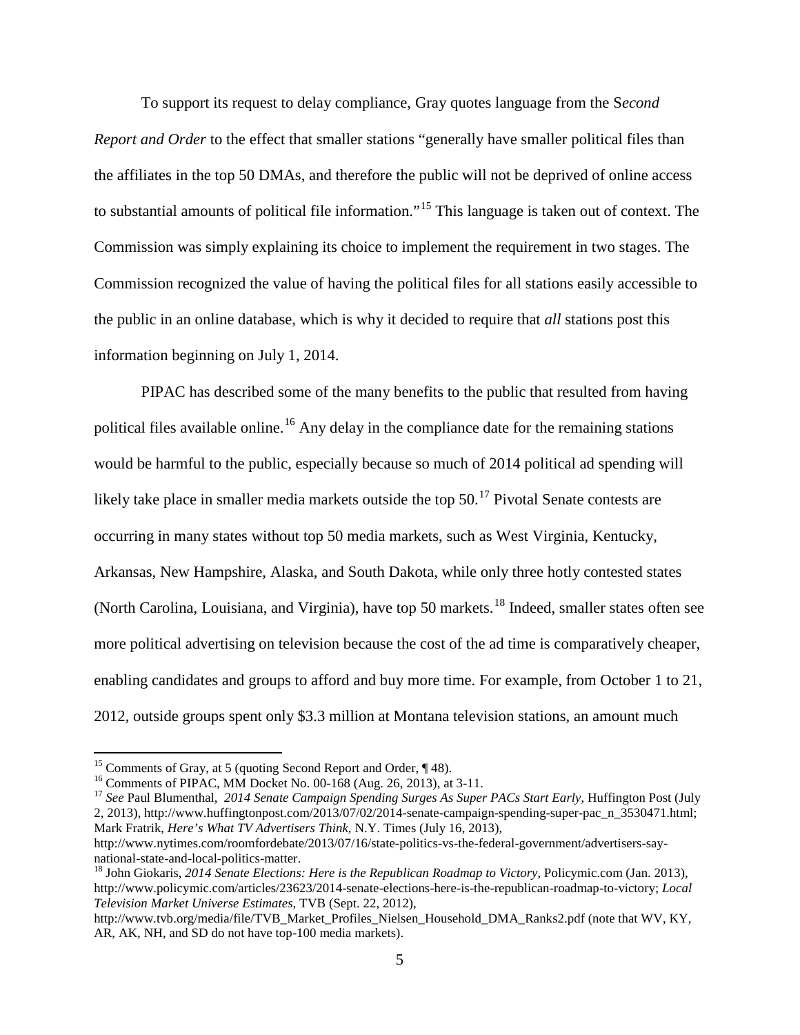To support its request to delay compliance, Gray quotes language from the S*econd Report and Order* to the effect that smaller stations "generally have smaller political files than the affiliates in the top 50 DMAs, and therefore the public will not be deprived of online access to substantial amounts of political file information."[15] This language is taken out of context. The Commission was simply explaining its choice to implement the requirement in two stages. The Commission recognized the value of having the political files for all stations easily accessible to the public in an online database, which is why it decided to require that *all* stations post this information beginning on July 1, 2014.

PIPAC has described some of the many benefits to the public that resulted from having political files available online.[16] Any delay in the compliance date for the remaining stations would be harmful to the public, especially because so much of 2014 political ad spending will likely take place in smaller media markets outside the top 50.[17] Pivotal Senate contests are occurring in many states without top 50 media markets, such as West Virginia, Kentucky, Arkansas, New Hampshire, Alaska, and South Dakota, while only three hotly contested states (North Carolina, Louisiana, and Virginia), have top 50 markets.[18] Indeed, smaller states often see more political advertising on television because the cost of the ad time is comparatively cheaper, enabling candidates and groups to afford and buy more time. For example, from October 1 to 21, 2012, outside groups spent only $3.3 million at Montana television stations, an amount much

---

[15] Comments of Gray, at 5 (quoting Second Report and Order, ¶ 48).

[16] Comments of PIPAC, MM Docket No. 00-168 (Aug. 26, 2013), at 3-11.

[17] *See* Paul Blumenthal, *2014 Senate Campaign Spending Surges As Super PACs Start Early*, Huffington Post (July 2, 2013), http://www.huffingtonpost.com/2013/07/02/2014-senate-campaign-spending-super-pac_n_3530471.html; Mark Fratrik, *Here's What TV Advertisers Think*, N.Y. Times (July 16, 2013), http://www.nytimes.com/roomfordebate/2013/07/16/state-politics-vs-the-federal-government/advertisers-say-national-state-and-local-politics-matter.

[18] John Giokaris, *2014 Senate Elections: Here is the Republican Roadmap to Victory*, Policymic.com (Jan. 2013), http://www.policymic.com/articles/23623/2014-senate-elections-here-is-the-republican-roadmap-to-victory; *Local Television Market Universe Estimates*, TVB (Sept. 22, 2012), http://www.tvb.org/media/file/TVB_Market_Profiles_Nielsen_Household_DMA_Ranks2.pdf (note that WV, KY, AR, AK, NH, and SD do not have top-100 media markets).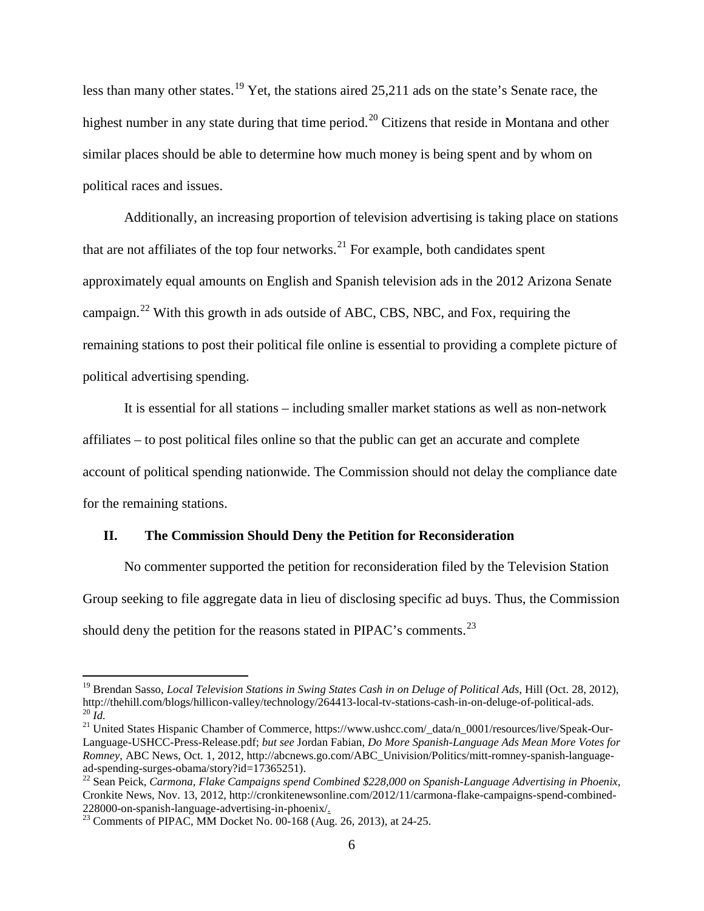less than many other states.[19] Yet, the stations aired 25,211 ads on the state's Senate race, the highest number in any state during that time period.[20] Citizens that reside in Montana and other similar places should be able to determine how much money is being spent and by whom on political races and issues.

Additionally, an increasing proportion of television advertising is taking place on stations that are not affiliates of the top four networks.[21] For example, both candidates spent approximately equal amounts on English and Spanish television ads in the 2012 Arizona Senate campaign.[22] With this growth in ads outside of ABC, CBS, NBC, and Fox, requiring the remaining stations to post their political file online is essential to providing a complete picture of political advertising spending.

It is essential for all stations – including smaller market stations as well as non-network affiliates – to post political files online so that the public can get an accurate and complete account of political spending nationwide. The Commission should not delay the compliance date for the remaining stations.

## II. The Commission Should Deny the Petition for Reconsideration

No commenter supported the petition for reconsideration filed by the Television Station Group seeking to file aggregate data in lieu of disclosing specific ad buys. Thus, the Commission should deny the petition for the reasons stated in PIPAC's comments.[23]

---

[19] Brendan Sasso, *Local Television Stations in Swing States Cash in on Deluge of Political Ads*, Hill (Oct. 28, 2012), http://thehill.com/blogs/hillicon-valley/technology/264413-local-tv-stations-cash-in-on-deluge-of-political-ads.

[20] *Id.*

[21] United States Hispanic Chamber of Commerce, https://www.ushcc.com/_data/n_0001/resources/live/Speak-Our-Language-USHCC-Press-Release.pdf; *but see* Jordan Fabian, *Do More Spanish-Language Ads Mean More Votes for Romney*, ABC News, Oct. 1, 2012, http://abcnews.go.com/ABC_Univision/Politics/mitt-romney-spanish-language-ad-spending-surges-obama/story?id=17365251).

[22] Sean Peick, *Carmona, Flake Campaigns spend Combined $228,000 on Spanish-Language Advertising in Phoenix*, Cronkite News, Nov. 13, 2012, http://cronkitenewsonline.com/2012/11/carmona-flake-campaigns-spend-combined-228000-on-spanish-language-advertising-in-phoenix/.

[23] Comments of PIPAC, MM Docket No. 00-168 (Aug. 26, 2013), at 24-25.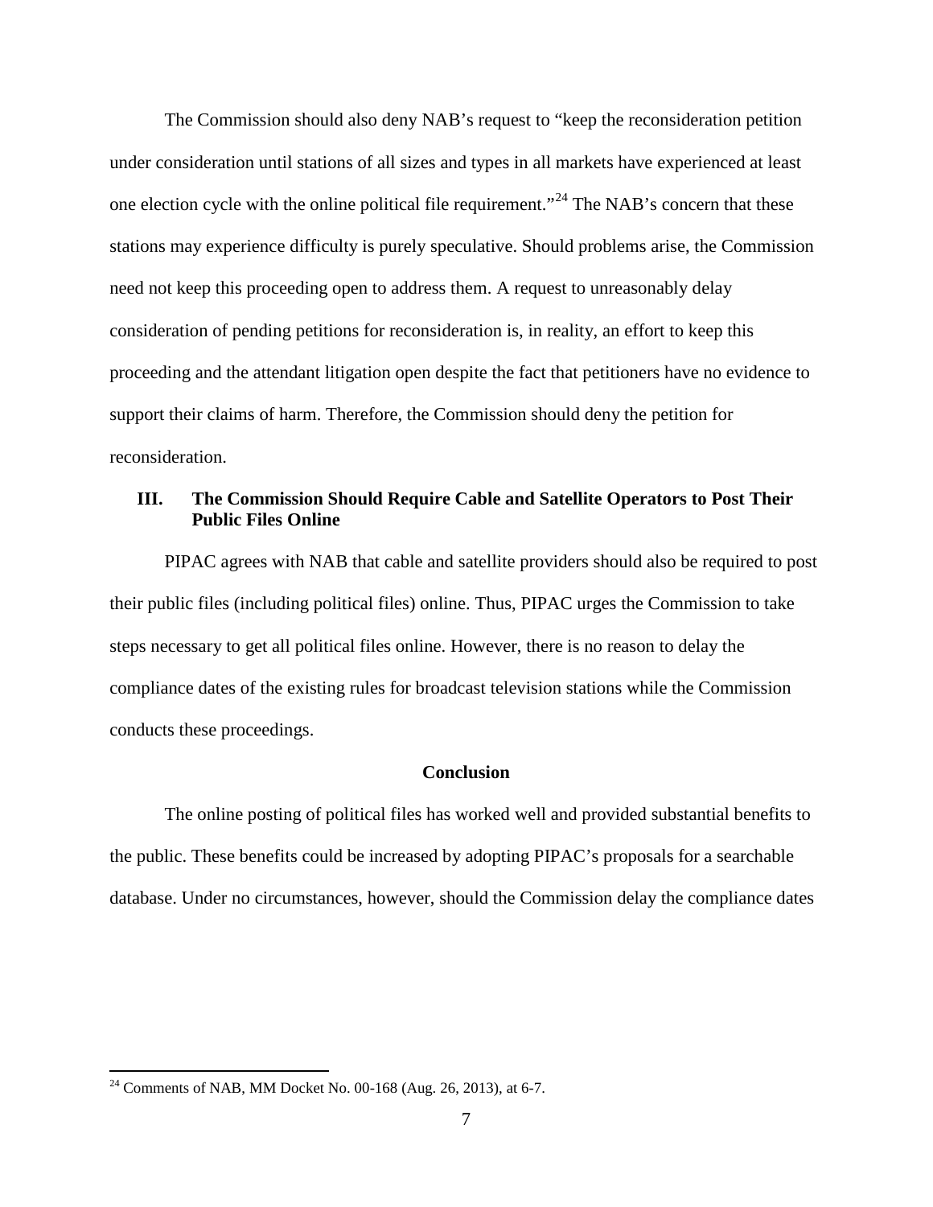The Commission should also deny NAB's request to "keep the reconsideration petition under consideration until stations of all sizes and types in all markets have experienced at least one election cycle with the online political file requirement."[24] The NAB's concern that these stations may experience difficulty is purely speculative. Should problems arise, the Commission need not keep this proceeding open to address them. A request to unreasonably delay consideration of pending petitions for reconsideration is, in reality, an effort to keep this proceeding and the attendant litigation open despite the fact that petitioners have no evidence to support their claims of harm. Therefore, the Commission should deny the petition for reconsideration.

## III. The Commission Should Require Cable and Satellite Operators to Post Their Public Files Online

PIPAC agrees with NAB that cable and satellite providers should also be required to post their public files (including political files) online. Thus, PIPAC urges the Commission to take steps necessary to get all political files online. However, there is no reason to delay the compliance dates of the existing rules for broadcast television stations while the Commission conducts these proceedings.

## Conclusion

The online posting of political files has worked well and provided substantial benefits to the public. These benefits could be increased by adopting PIPAC's proposals for a searchable database. Under no circumstances, however, should the Commission delay the compliance dates

---

[24] Comments of NAB, MM Docket No. 00-168 (Aug. 26, 2013), at 6-7.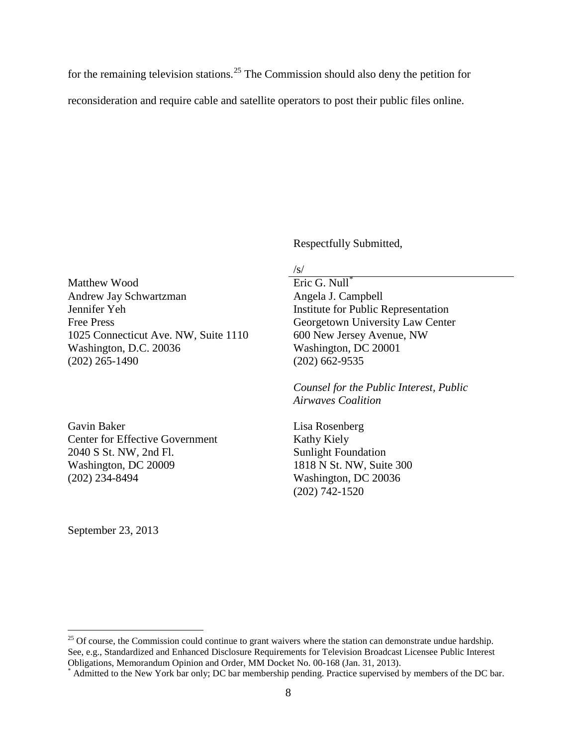for the remaining television stations.[25] The Commission should also deny the petition for reconsideration and require cable and satellite operators to post their public files online.

Respectfully Submitted,

/s/

Eric G. Null[*]
Angela J. Campbell
Institute for Public Representation
Georgetown University Law Center
600 New Jersey Avenue, NW
Washington, DC 20001
(202) 662-9535

*Counsel for the Public Interest, Public Airwaves Coalition*

Matthew Wood
Andrew Jay Schwartzman
Jennifer Yeh
Free Press
1025 Connecticut Ave. NW, Suite 1110
Washington, D.C. 20036
(202) 265-1490

Gavin Baker
Center for Effective Government
2040 S St. NW, 2nd Fl.
Washington, DC 20009
(202) 234-8494

Lisa Rosenberg
Kathy Kiely
Sunlight Foundation
1818 N St. NW, Suite 300
Washington, DC 20036
(202) 742-1520

September 23, 2013

[25] Of course, the Commission could continue to grant waivers where the station can demonstrate undue hardship. See, e.g., Standardized and Enhanced Disclosure Requirements for Television Broadcast Licensee Public Interest Obligations, Memorandum Opinion and Order, MM Docket No. 00-168 (Jan. 31, 2013).

[*] Admitted to the New York bar only; DC bar membership pending. Practice supervised by members of the DC bar.